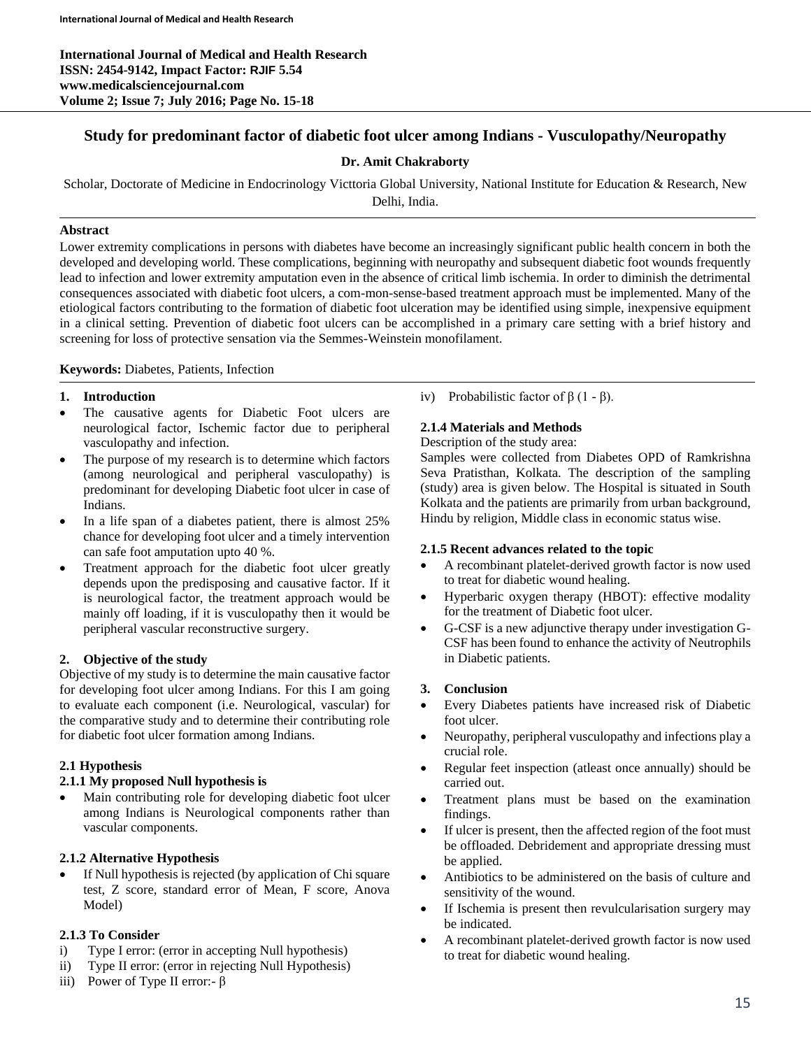**International Journal of Medical and Health Research**
**ISSN: 2454-9142, Impact Factor: RJIF 5.54**
**www.medicalsciencejournal.com**
**Volume 2; Issue 7; July 2016; Page No. 15-18**

# Study for predominant factor of diabetic foot ulcer among Indians - Vusculopathy/Neuropathy

**Dr. Amit Chakraborty**

Scholar, Doctorate of Medicine in Endocrinology Victtoria Global University, National Institute for Education & Research, New Delhi, India.

**Abstract**

Lower extremity complications in persons with diabetes have become an increasingly significant public health concern in both the developed and developing world. These complications, beginning with neuropathy and subsequent diabetic foot wounds frequently lead to infection and lower extremity amputation even in the absence of critical limb ischemia. In order to diminish the detrimental consequences associated with diabetic foot ulcers, a com-mon-sense-based treatment approach must be implemented. Many of the etiological factors contributing to the formation of diabetic foot ulceration may be identified using simple, inexpensive equipment in a clinical setting. Prevention of diabetic foot ulcers can be accomplished in a primary care setting with a brief history and screening for loss of protective sensation via the Semmes-Weinstein monofilament.

**Keywords:** Diabetes, Patients, Infection

## 1. Introduction

- The causative agents for Diabetic Foot ulcers are neurological factor, Ischemic factor due to peripheral vasculopathy and infection.
- The purpose of my research is to determine which factors (among neurological and peripheral vasculopathy) is predominant for developing Diabetic foot ulcer in case of Indians.
- In a life span of a diabetes patient, there is almost 25% chance for developing foot ulcer and a timely intervention can safe foot amputation upto 40 %.
- Treatment approach for the diabetic foot ulcer greatly depends upon the predisposing and causative factor. If it is neurological factor, the treatment approach would be mainly off loading, if it is vusculopathy then it would be peripheral vascular reconstructive surgery.

## 2. Objective of the study

Objective of my study is to determine the main causative factor for developing foot ulcer among Indians. For this I am going to evaluate each component (i.e. Neurological, vascular) for the comparative study and to determine their contributing role for diabetic foot ulcer formation among Indians.

### 2.1 Hypothesis

#### 2.1.1 My proposed Null hypothesis is

- Main contributing role for developing diabetic foot ulcer among Indians is Neurological components rather than vascular components.

#### 2.1.2 Alternative Hypothesis

- If Null hypothesis is rejected (by application of Chi square test, Z score, standard error of Mean, F score, Anova Model)

#### 2.1.3 To Consider

i) Type I error: (error in accepting Null hypothesis)
ii) Type II error: (error in rejecting Null Hypothesis)
iii) Power of Type II error:- $\beta$
iv) Probabilistic factor of $\beta$ (1 - $\beta$).

#### 2.1.4 Materials and Methods

Description of the study area:

Samples were collected from Diabetes OPD of Ramkrishna Seva Pratisthan, Kolkata. The description of the sampling (study) area is given below. The Hospital is situated in South Kolkata and the patients are primarily from urban background, Hindu by religion, Middle class in economic status wise.

#### 2.1.5 Recent advances related to the topic

- A recombinant platelet-derived growth factor is now used to treat for diabetic wound healing.
- Hyperbaric oxygen therapy (HBOT): effective modality for the treatment of Diabetic foot ulcer.
- G-CSF is a new adjunctive therapy under investigation G-CSF has been found to enhance the activity of Neutrophils in Diabetic patients.

## 3. Conclusion

- Every Diabetes patients have increased risk of Diabetic foot ulcer.
- Neuropathy, peripheral vusculopathy and infections play a crucial role.
- Regular feet inspection (atleast once annually) should be carried out.
- Treatment plans must be based on the examination findings.
- If ulcer is present, then the affected region of the foot must be offloaded. Debridement and appropriate dressing must be applied.
- Antibiotics to be administered on the basis of culture and sensitivity of the wound.
- If Ischemia is present then revulcularisation surgery may be indicated.
- A recombinant platelet-derived growth factor is now used to treat for diabetic wound healing.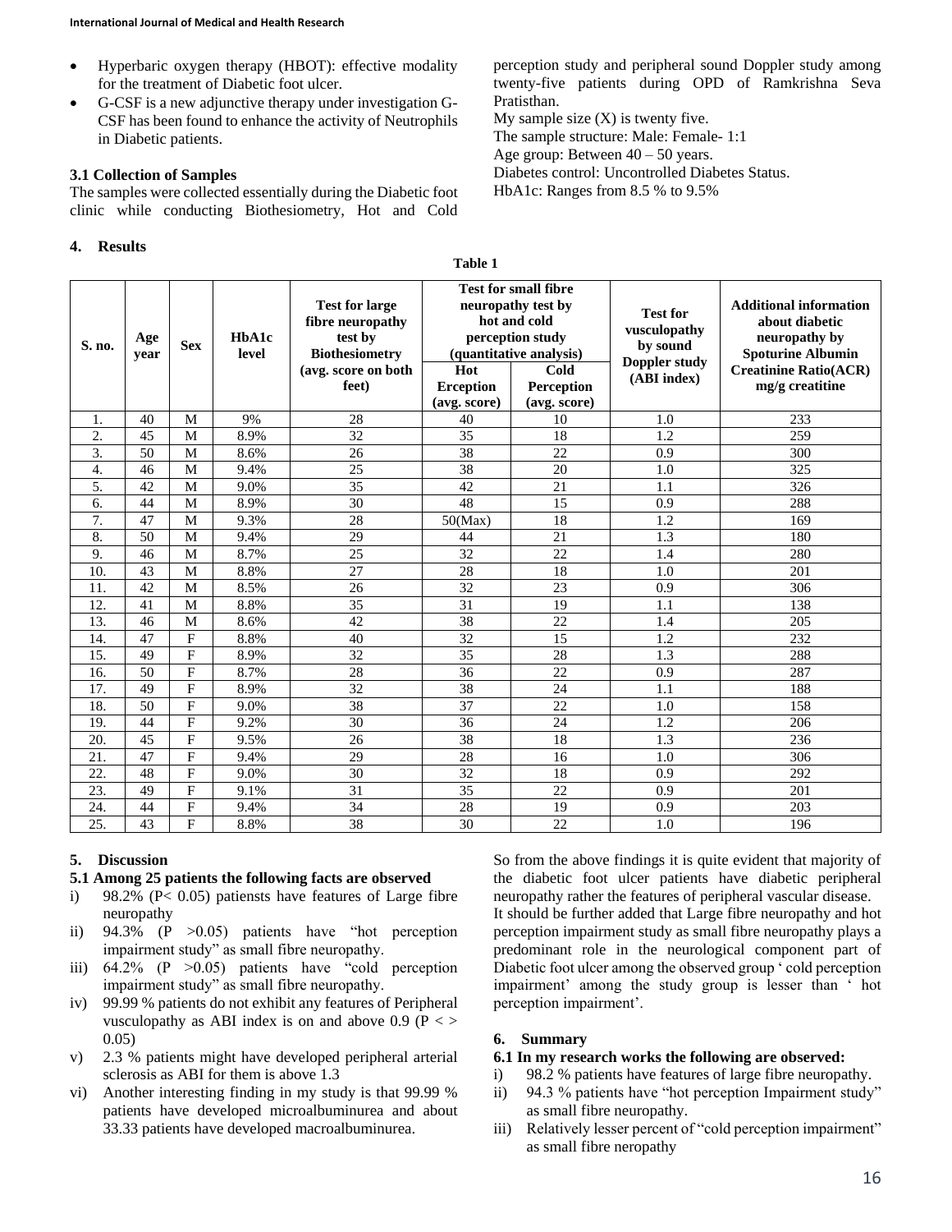- Hyperbaric oxygen therapy (HBOT): effective modality for the treatment of Diabetic foot ulcer.
- G-CSF is a new adjunctive therapy under investigation G-CSF has been found to enhance the activity of Neutrophils in Diabetic patients.

### 3.1 Collection of Samples

The samples were collected essentially during the Diabetic foot clinic while conducting Biothesiometry, Hot and Cold perception study and peripheral sound Doppler study among twenty-five patients during OPD of Ramkrishna Seva Pratisthan.

My sample size (X) is twenty five.

The sample structure: Male: Female- 1:1

Age group: Between 40 – 50 years.

Diabetes control: Uncontrolled Diabetes Status.

HbA1c: Ranges from 8.5 % to 9.5%

## 4. Results

**Table 1**

| S. no. | Age year | Sex | HbA1c level | Test for large fibre neuropathy test by Biothesiometry (avg. score on both feet) | Test for small fibre neuropathy test by hot and cold perception study (quantitative analysis) | | Test for vusculopathy by sound Doppler study (ABI index) | Additional information about diabetic neuropathy by Spoturine Albumin Creatinine Ratio(ACR) mg/g creatitine |
|---|---|---|---|---|---|---|---|---|
| | | | | | Hot Erception (avg. score) | Cold Perception (avg. score) | | |
| 1. | 40 | M | 9% | 28 | 40 | 10 | 1.0 | 233 |
| 2. | 45 | M | 8.9% | 32 | 35 | 18 | 1.2 | 259 |
| 3. | 50 | M | 8.6% | 26 | 38 | 22 | 0.9 | 300 |
| 4. | 46 | M | 9.4% | 25 | 38 | 20 | 1.0 | 325 |
| 5. | 42 | M | 9.0% | 35 | 42 | 21 | 1.1 | 326 |
| 6. | 44 | M | 8.9% | 30 | 48 | 15 | 0.9 | 288 |
| 7. | 47 | M | 9.3% | 28 | 50(Max) | 18 | 1.2 | 169 |
| 8. | 50 | M | 9.4% | 29 | 44 | 21 | 1.3 | 180 |
| 9. | 46 | M | 8.7% | 25 | 32 | 22 | 1.4 | 280 |
| 10. | 43 | M | 8.8% | 27 | 28 | 18 | 1.0 | 201 |
| 11. | 42 | M | 8.5% | 26 | 32 | 23 | 0.9 | 306 |
| 12. | 41 | M | 8.8% | 35 | 31 | 19 | 1.1 | 138 |
| 13. | 46 | M | 8.6% | 42 | 38 | 22 | 1.4 | 205 |
| 14. | 47 | F | 8.8% | 40 | 32 | 15 | 1.2 | 232 |
| 15. | 49 | F | 8.9% | 32 | 35 | 28 | 1.3 | 288 |
| 16. | 50 | F | 8.7% | 28 | 36 | 22 | 0.9 | 287 |
| 17. | 49 | F | 8.9% | 32 | 38 | 24 | 1.1 | 188 |
| 18. | 50 | F | 9.0% | 38 | 37 | 22 | 1.0 | 158 |
| 19. | 44 | F | 9.2% | 30 | 36 | 24 | 1.2 | 206 |
| 20. | 45 | F | 9.5% | 26 | 38 | 18 | 1.3 | 236 |
| 21. | 47 | F | 9.4% | 29 | 28 | 16 | 1.0 | 306 |
| 22. | 48 | F | 9.0% | 30 | 32 | 18 | 0.9 | 292 |
| 23. | 49 | F | 9.1% | 31 | 35 | 22 | 0.9 | 201 |
| 24. | 44 | F | 9.4% | 34 | 28 | 19 | 0.9 | 203 |
| 25. | 43 | F | 8.8% | 38 | 30 | 22 | 1.0 | 196 |

## 5. Discussion

### 5.1 Among 25 patients the following facts are observed

i) 98.2% ($P< 0.05$) patiensts have features of Large fibre neuropathy
ii) 94.3% ($P >0.05$) patients have "hot perception impairment study" as small fibre neuropathy.
iii) 64.2% ($P >0.05$) patients have "cold perception impairment study" as small fibre neuropathy.
iv) 99.99 % patients do not exhibit any features of Peripheral vusculopathy as ABI index is on and above 0.9 ($P < > 0.05$)
v) 2.3 % patients might have developed peripheral arterial sclerosis as ABI for them is above 1.3
vi) Another interesting finding in my study is that 99.99 % patients have developed microalbuminurea and about 33.33 patients have developed macroalbuminurea.

So from the above findings it is quite evident that majority of the diabetic foot ulcer patients have diabetic peripheral neuropathy rather the features of peripheral vascular disease.

It should be further added that Large fibre neuropathy and hot perception impairment study as small fibre neuropathy plays a predominant role in the neurological component part of Diabetic foot ulcer among the observed group ' cold perception impairment' among the study group is lesser than ' hot perception impairment'.

## 6. Summary

### 6.1 In my research works the following are observed:

i) 98.2 % patients have features of large fibre neuropathy.
ii) 94.3 % patients have "hot perception Impairment study" as small fibre neuropathy.
iii) Relatively lesser percent of "cold perception impairment" as small fibre neropathy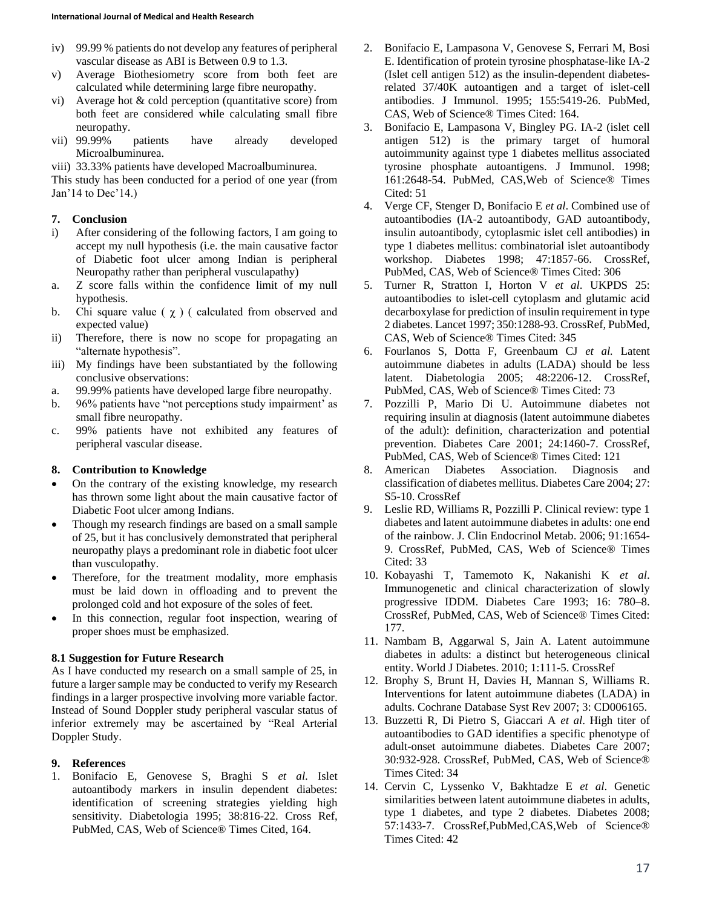iv) 99.99 % patients do not develop any features of peripheral vascular disease as ABI is Between 0.9 to 1.3.

v) Average Biothesiometry score from both feet are calculated while determining large fibre neuropathy.

vi) Average hot & cold perception (quantitative score) from both feet are considered while calculating small fibre neuropathy.

vii) 99.99% patients have already developed Microalbuminurea.

viii) 33.33% patients have developed Macroalbuminurea.

This study has been conducted for a period of one year (from Jan'14 to Dec'14.)

## 7. Conclusion

i) After considering of the following factors, I am going to accept my null hypothesis (i.e. the main causative factor of Diabetic foot ulcer among Indian is peripheral Neuropathy rather than peripheral vusculapathy)

a. Z score falls within the confidence limit of my null hypothesis.

b. Chi square value ( $\chi$ ) ( calculated from observed and expected value)

ii) Therefore, there is now no scope for propagating an "alternate hypothesis".

iii) My findings have been substantiated by the following conclusive observations:

a. 99.99% patients have developed large fibre neuropathy.

b. 96% patients have "not perceptions study impairment' as small fibre neuropathy.

c. 99% patients have not exhibited any features of peripheral vascular disease.

## 8. Contribution to Knowledge

- On the contrary of the existing knowledge, my research has thrown some light about the main causative factor of Diabetic Foot ulcer among Indians.
- Though my research findings are based on a small sample of 25, but it has conclusively demonstrated that peripheral neuropathy plays a predominant role in diabetic foot ulcer than vusculopathy.
- Therefore, for the treatment modality, more emphasis must be laid down in offloading and to prevent the prolonged cold and hot exposure of the soles of feet.
- In this connection, regular foot inspection, wearing of proper shoes must be emphasized.

### 8.1 Suggestion for Future Research

As I have conducted my research on a small sample of 25, in future a larger sample may be conducted to verify my Research findings in a larger prospective involving more variable factor. Instead of Sound Doppler study peripheral vascular status of inferior extremely may be ascertained by "Real Arterial Doppler Study.

## 9. References

1. Bonifacio E, Genovese S, Braghi S *et al*. Islet autoantibody markers in insulin dependent diabetes: identification of screening strategies yielding high sensitivity. Diabetologia 1995; 38:816-22. Cross Ref, PubMed, CAS, Web of Science® Times Cited, 164.
2. Bonifacio E, Lampasona V, Genovese S, Ferrari M, Bosi E. Identification of protein tyrosine phosphatase-like IA-2 (Islet cell antigen 512) as the insulin-dependent diabetes-related 37/40K autoantigen and a target of islet-cell antibodies. J Immunol. 1995; 155:5419-26. PubMed, CAS, Web of Science® Times Cited: 164.
3. Bonifacio E, Lampasona V, Bingley PG. IA-2 (islet cell antigen 512) is the primary target of humoral autoimmunity against type 1 diabetes mellitus associated tyrosine phosphate autoantigens. J Immunol. 1998; 161:2648-54. PubMed, CAS,Web of Science® Times Cited: 51
4. Verge CF, Stenger D, Bonifacio E *et al*. Combined use of autoantibodies (IA-2 autoantibody, GAD autoantibody, insulin autoantibody, cytoplasmic islet cell antibodies) in type 1 diabetes mellitus: combinatorial islet autoantibody workshop. Diabetes 1998; 47:1857-66. CrossRef, PubMed, CAS, Web of Science® Times Cited: 306
5. Turner R, Stratton I, Horton V *et al*. UKPDS 25: autoantibodies to islet-cell cytoplasm and glutamic acid decarboxylase for prediction of insulin requirement in type 2 diabetes. Lancet 1997; 350:1288-93. CrossRef, PubMed, CAS, Web of Science® Times Cited: 345
6. Fourlanos S, Dotta F, Greenbaum CJ *et al.* Latent autoimmune diabetes in adults (LADA) should be less latent. Diabetologia 2005; 48:2206-12. CrossRef, PubMed, CAS, Web of Science® Times Cited: 73
7. Pozzilli P, Mario Di U. Autoimmune diabetes not requiring insulin at diagnosis (latent autoimmune diabetes of the adult): definition, characterization and potential prevention. Diabetes Care 2001; 24:1460-7. CrossRef, PubMed, CAS, Web of Science® Times Cited: 121
8. American Diabetes Association. Diagnosis and classification of diabetes mellitus. Diabetes Care 2004; 27: S5-10. CrossRef
9. Leslie RD, Williams R, Pozzilli P. Clinical review: type 1 diabetes and latent autoimmune diabetes in adults: one end of the rainbow. J. Clin Endocrinol Metab. 2006; 91:1654-9. CrossRef, PubMed, CAS, Web of Science® Times Cited: 33
10. Kobayashi T, Tamemoto K, Nakanishi K *et al*. Immunogenetic and clinical characterization of slowly progressive IDDM. Diabetes Care 1993; 16: 780–8. CrossRef, PubMed, CAS, Web of Science® Times Cited: 177.
11. Nambam B, Aggarwal S, Jain A. Latent autoimmune diabetes in adults: a distinct but heterogeneous clinical entity. World J Diabetes. 2010; 1:111-5. CrossRef
12. Brophy S, Brunt H, Davies H, Mannan S, Williams R. Interventions for latent autoimmune diabetes (LADA) in adults. Cochrane Database Syst Rev 2007; 3: CD006165.
13. Buzzetti R, Di Pietro S, Giaccari A *et al*. High titer of autoantibodies to GAD identifies a specific phenotype of adult-onset autoimmune diabetes. Diabetes Care 2007; 30:932-928. CrossRef, PubMed, CAS, Web of Science® Times Cited: 34
14. Cervin C, Lyssenko V, Bakhtadze E *et al*. Genetic similarities between latent autoimmune diabetes in adults, type 1 diabetes, and type 2 diabetes. Diabetes 2008; 57:1433-7. CrossRef,PubMed,CAS,Web of Science® Times Cited: 42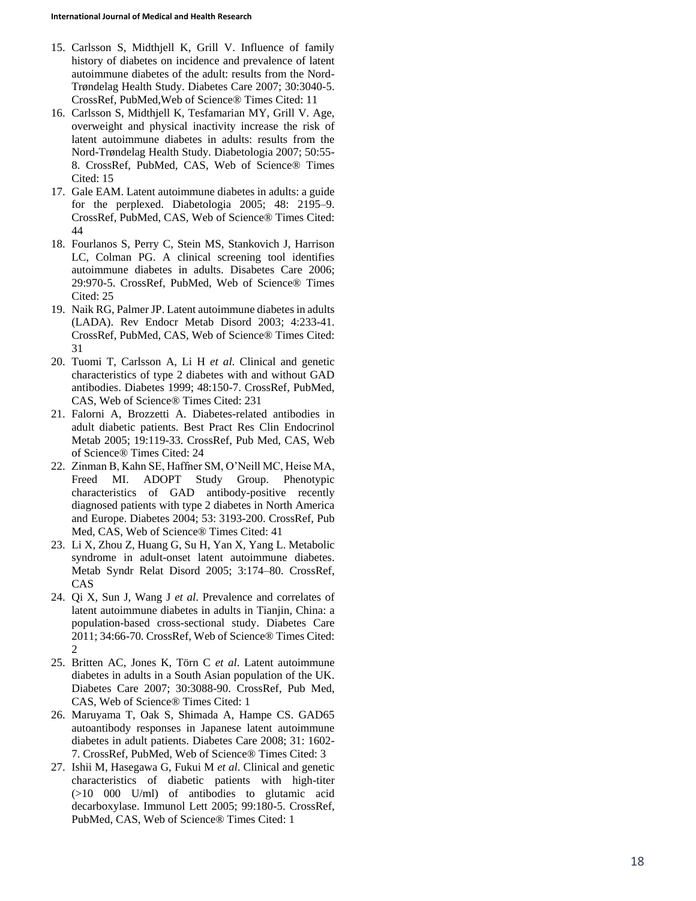15. Carlsson S, Midthjell K, Grill V. Influence of family history of diabetes on incidence and prevalence of latent autoimmune diabetes of the adult: results from the Nord-Trøndelag Health Study. Diabetes Care 2007; 30:3040-5. CrossRef, PubMed,Web of Science® Times Cited: 11
16. Carlsson S, Midthjell K, Tesfamarian MY, Grill V. Age, overweight and physical inactivity increase the risk of latent autoimmune diabetes in adults: results from the Nord-Trøndelag Health Study. Diabetologia 2007; 50:55-8. CrossRef, PubMed, CAS, Web of Science® Times Cited: 15
17. Gale EAM. Latent autoimmune diabetes in adults: a guide for the perplexed. Diabetologia 2005; 48: 2195–9. CrossRef, PubMed, CAS, Web of Science® Times Cited: 44
18. Fourlanos S, Perry C, Stein MS, Stankovich J, Harrison LC, Colman PG. A clinical screening tool identifies autoimmune diabetes in adults. Disabetes Care 2006; 29:970-5. CrossRef, PubMed, Web of Science® Times Cited: 25
19. Naik RG, Palmer JP. Latent autoimmune diabetes in adults (LADA). Rev Endocr Metab Disord 2003; 4:233-41. CrossRef, PubMed, CAS, Web of Science® Times Cited: 31
20. Tuomi T, Carlsson A, Li H *et al*. Clinical and genetic characteristics of type 2 diabetes with and without GAD antibodies. Diabetes 1999; 48:150-7. CrossRef, PubMed, CAS, Web of Science® Times Cited: 231
21. Falorni A, Brozzetti A. Diabetes-related antibodies in adult diabetic patients. Best Pract Res Clin Endocrinol Metab 2005; 19:119-33. CrossRef, Pub Med, CAS, Web of Science® Times Cited: 24
22. Zinman B, Kahn SE, Haffner SM, O'Neill MC, Heise MA, Freed MI. ADOPT Study Group. Phenotypic characteristics of GAD antibody-positive recently diagnosed patients with type 2 diabetes in North America and Europe. Diabetes 2004; 53: 3193-200. CrossRef, Pub Med, CAS, Web of Science® Times Cited: 41
23. Li X, Zhou Z, Huang G, Su H, Yan X, Yang L. Metabolic syndrome in adult-onset latent autoimmune diabetes. Metab Syndr Relat Disord 2005; 3:174–80. CrossRef, CAS
24. Qi X, Sun J, Wang J *et al*. Prevalence and correlates of latent autoimmune diabetes in adults in Tianjin, China: a population-based cross-sectional study. Diabetes Care 2011; 34:66-70. CrossRef, Web of Science® Times Cited: 2
25. Britten AC, Jones K, Törn C *et al*. Latent autoimmune diabetes in adults in a South Asian population of the UK. Diabetes Care 2007; 30:3088-90. CrossRef, Pub Med, CAS, Web of Science® Times Cited: 1
26. Maruyama T, Oak S, Shimada A, Hampe CS. GAD65 autoantibody responses in Japanese latent autoimmune diabetes in adult patients. Diabetes Care 2008; 31: 1602-7. CrossRef, PubMed, Web of Science® Times Cited: 3
27. Ishii M, Hasegawa G, Fukui M *et al*. Clinical and genetic characteristics of diabetic patients with high-titer (>10 000 U/ml) of antibodies to glutamic acid decarboxylase. Immunol Lett 2005; 99:180-5. CrossRef, PubMed, CAS, Web of Science® Times Cited: 1